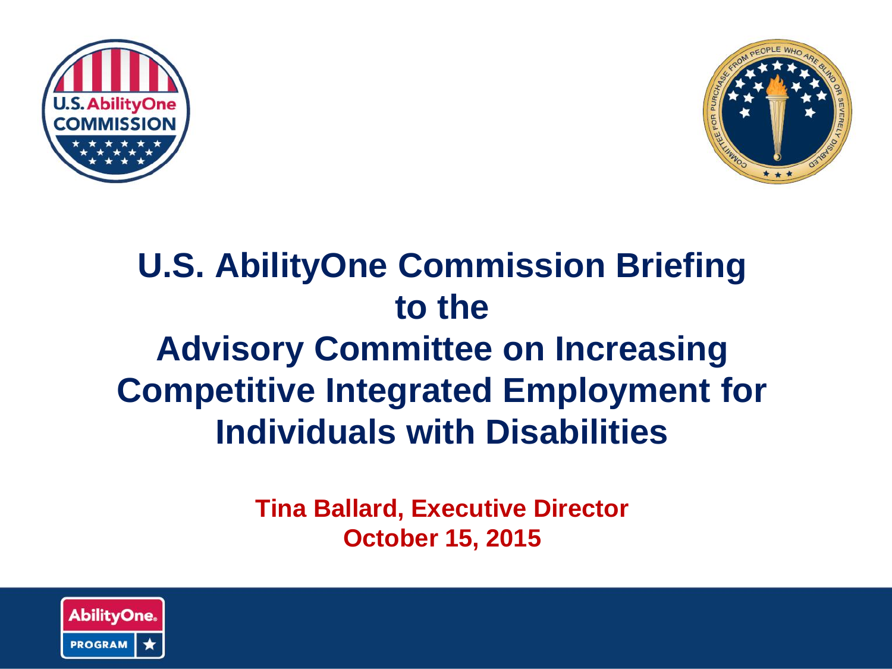# U.S. AbilityOne Commission Briefing to the Advisory Committee on Increasing Competitive Integrated Employment for Individuals with Disabilities

**Tina Ballard, Executive Director**
**October 15, 2015**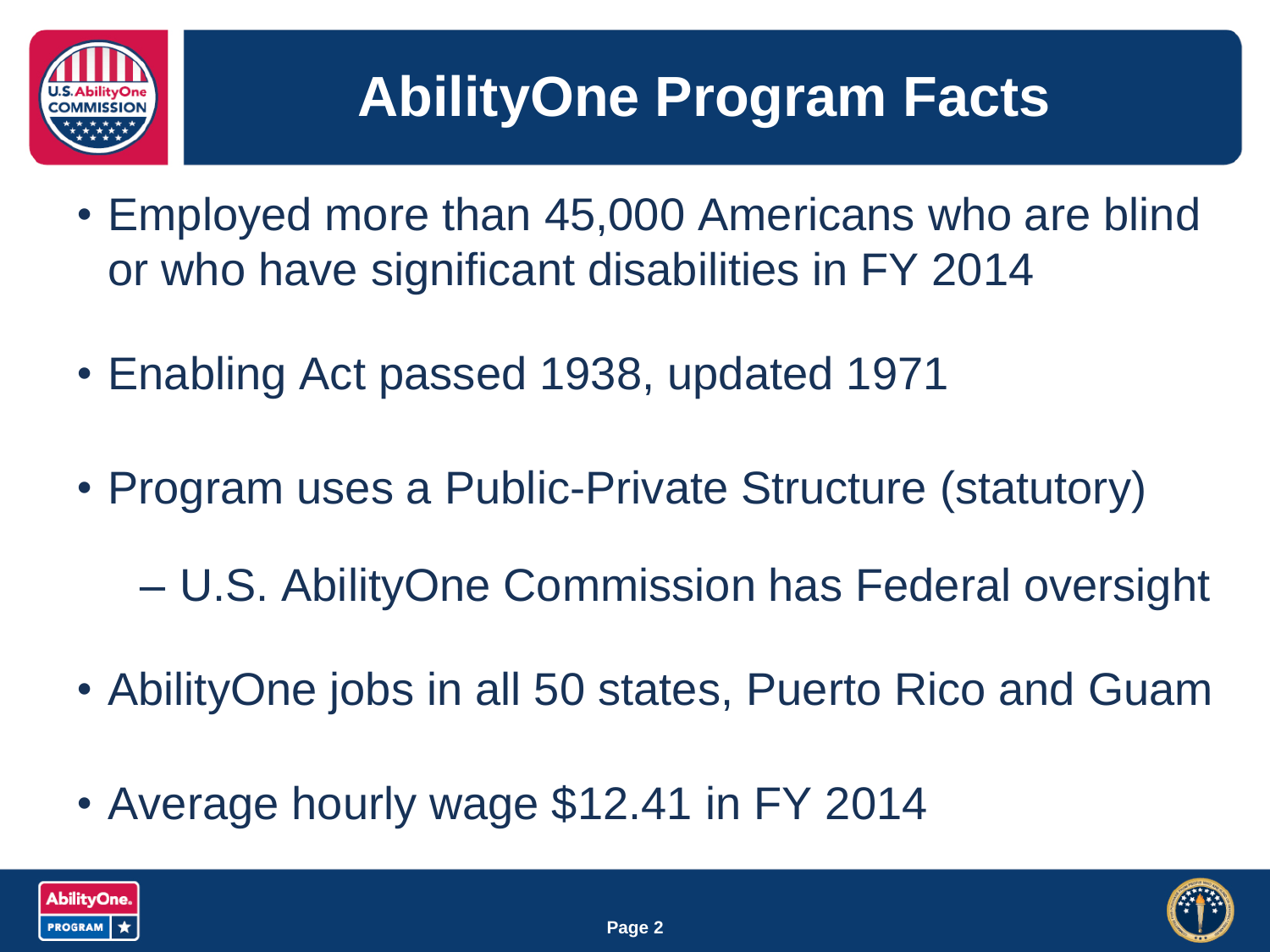# AbilityOne Program Facts

- Employed more than 45,000 Americans who are blind or who have significant disabilities in FY 2014
- Enabling Act passed 1938, updated 1971
- Program uses a Public-Private Structure (statutory)
  - U.S. AbilityOne Commission has Federal oversight
- AbilityOne jobs in all 50 states, Puerto Rico and Guam
- Average hourly wage $12.41 in FY 2014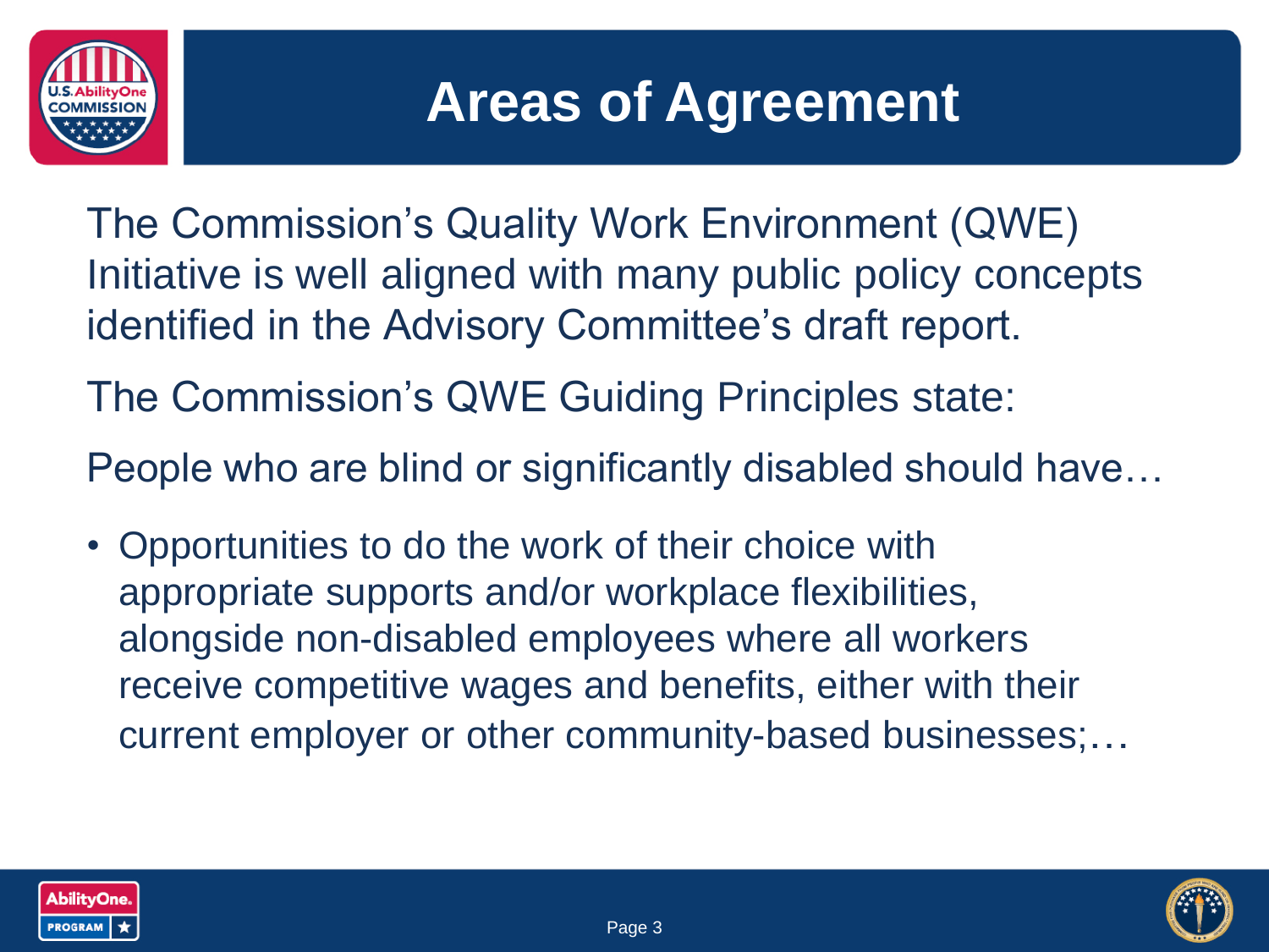# Areas of Agreement

The Commission's Quality Work Environment (QWE) Initiative is well aligned with many public policy concepts identified in the Advisory Committee's draft report.

The Commission's QWE Guiding Principles state:

People who are blind or significantly disabled should have…

- Opportunities to do the work of their choice with appropriate supports and/or workplace flexibilities, alongside non-disabled employees where all workers receive competitive wages and benefits, either with their current employer or other community-based businesses;…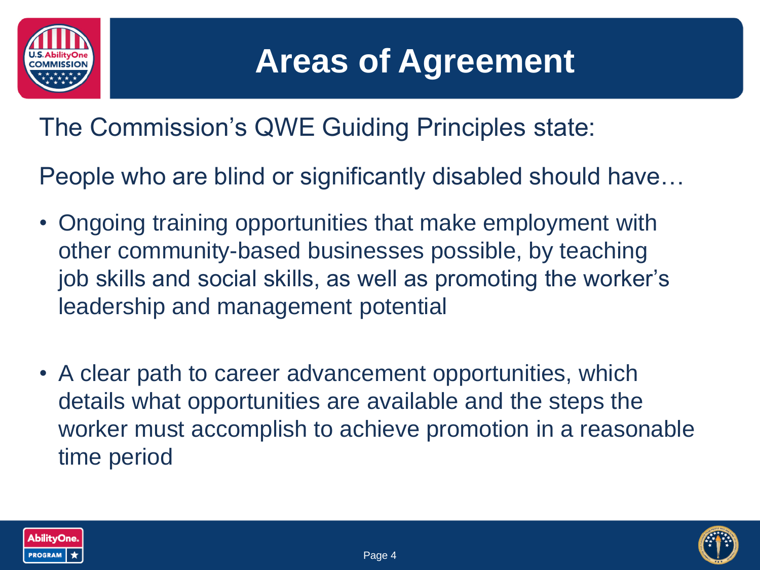# Areas of Agreement

The Commission's QWE Guiding Principles state:

People who are blind or significantly disabled should have…

- Ongoing training opportunities that make employment with other community-based businesses possible, by teaching job skills and social skills, as well as promoting the worker's leadership and management potential

- A clear path to career advancement opportunities, which details what opportunities are available and the steps the worker must accomplish to achieve promotion in a reasonable time period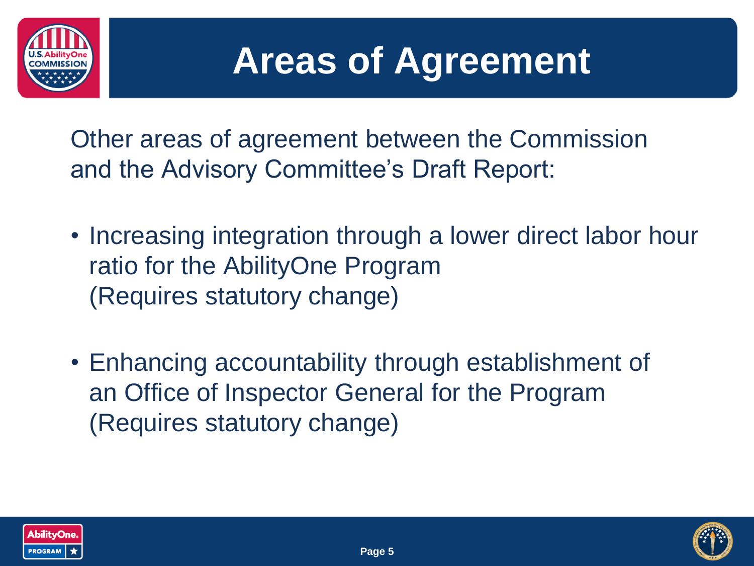# Areas of Agreement

Other areas of agreement between the Commission and the Advisory Committee's Draft Report:

- Increasing integration through a lower direct labor hour ratio for the AbilityOne Program (Requires statutory change)
- Enhancing accountability through establishment of an Office of Inspector General for the Program (Requires statutory change)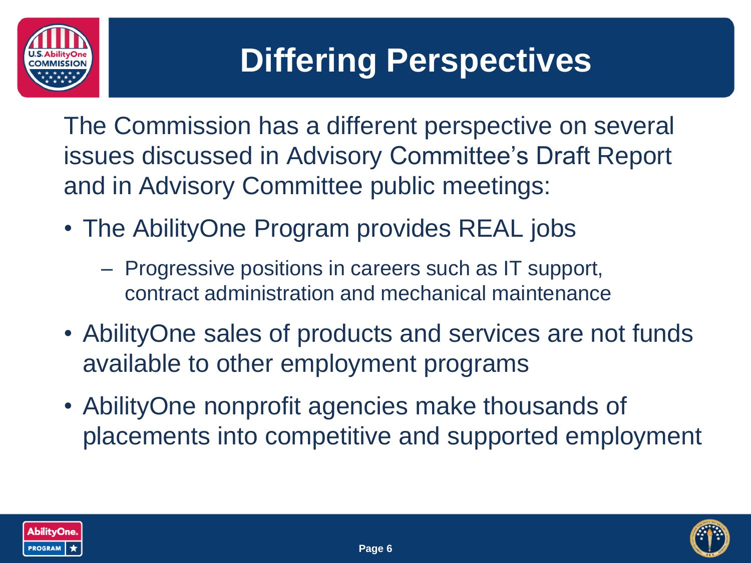# Differing Perspectives

The Commission has a different perspective on several issues discussed in Advisory Committee's Draft Report and in Advisory Committee public meetings:

- The AbilityOne Program provides REAL jobs
  - Progressive positions in careers such as IT support, contract administration and mechanical maintenance
- AbilityOne sales of products and services are not funds available to other employment programs
- AbilityOne nonprofit agencies make thousands of placements into competitive and supported employment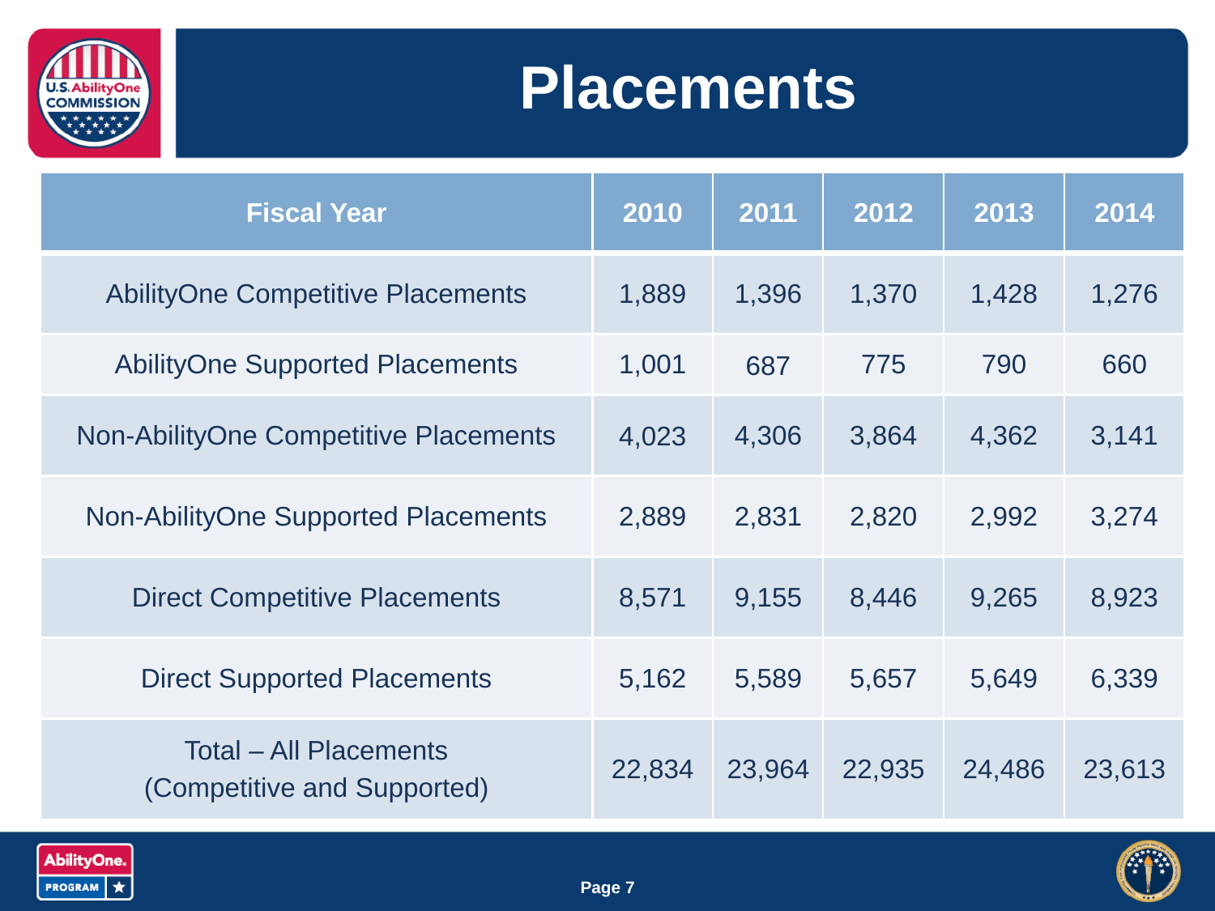# Placements

| Fiscal Year | 2010 | 2011 | 2012 | 2013 | 2014 |
|---|---|---|---|---|---|
| AbilityOne Competitive Placements | 1,889 | 1,396 | 1,370 | 1,428 | 1,276 |
| AbilityOne Supported Placements | 1,001 | 687 | 775 | 790 | 660 |
| Non-AbilityOne Competitive Placements | 4,023 | 4,306 | 3,864 | 4,362 | 3,141 |
| Non-AbilityOne Supported Placements | 2,889 | 2,831 | 2,820 | 2,992 | 3,274 |
| Direct Competitive Placements | 8,571 | 9,155 | 8,446 | 9,265 | 8,923 |
| Direct Supported Placements | 5,162 | 5,589 | 5,657 | 5,649 | 6,339 |
| Total – All Placements (Competitive and Supported) | 22,834 | 23,964 | 22,935 | 24,486 | 23,613 |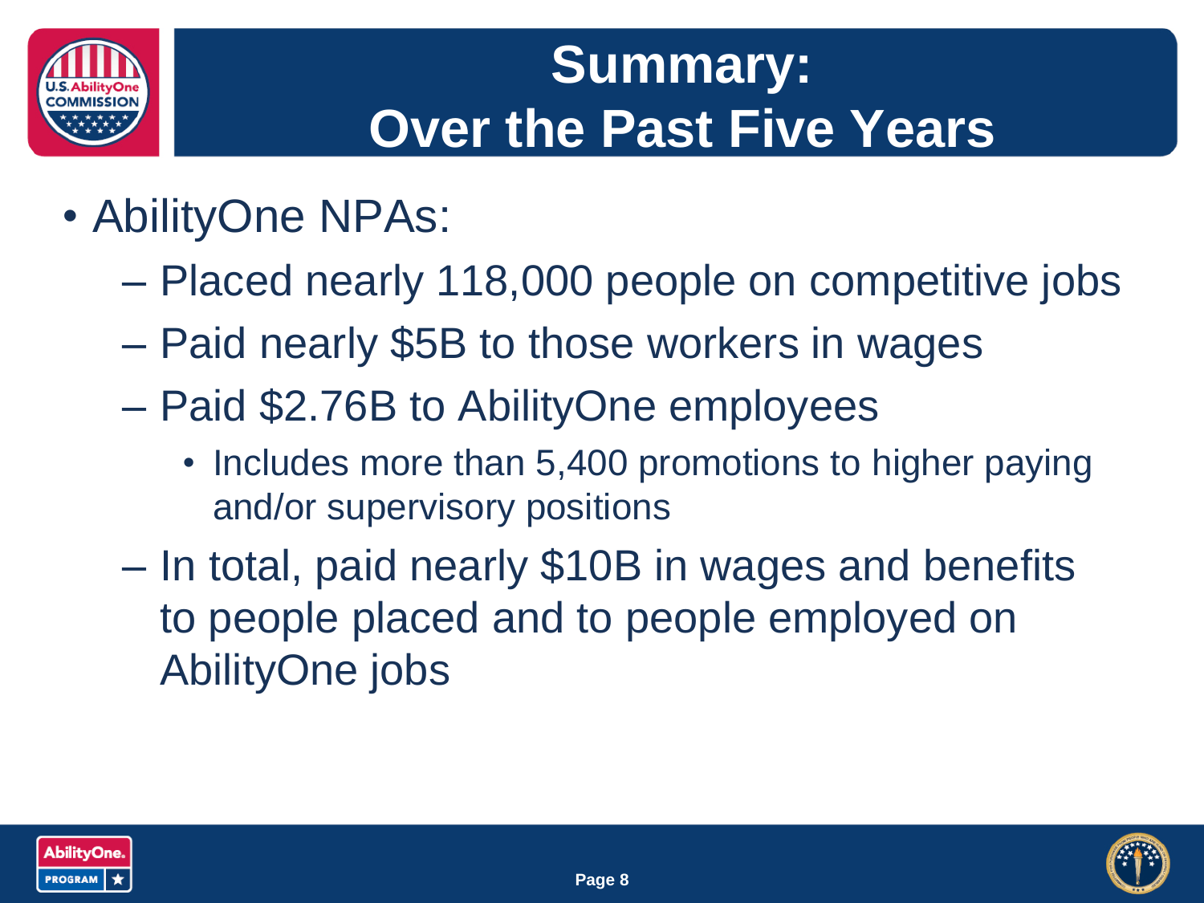# Summary: Over the Past Five Years

- AbilityOne NPAs:
  - Placed nearly 118,000 people on competitive jobs
  - Paid nearly $5B to those workers in wages
  - Paid $2.76B to AbilityOne employees
    - Includes more than 5,400 promotions to higher paying and/or supervisory positions
  - In total, paid nearly $10B in wages and benefits to people placed and to people employed on AbilityOne jobs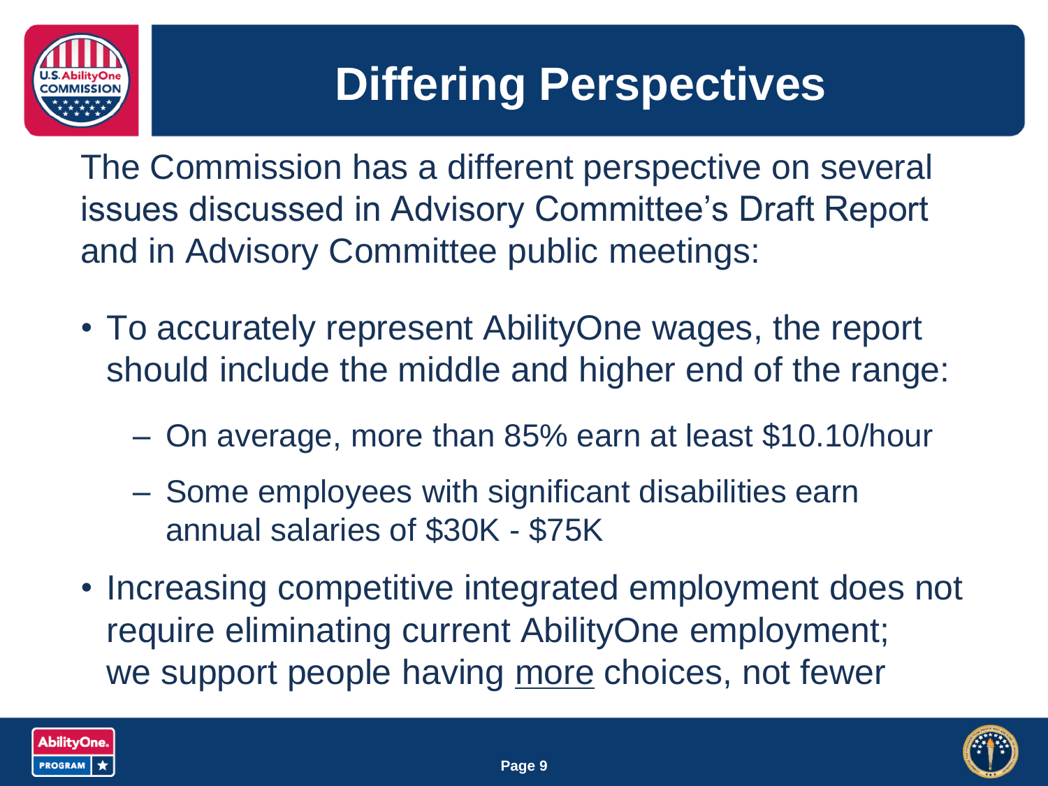# Differing Perspectives

The Commission has a different perspective on several issues discussed in Advisory Committee's Draft Report and in Advisory Committee public meetings:

- To accurately represent AbilityOne wages, the report should include the middle and higher end of the range:
  - On average, more than 85% earn at least $10.10/hour
  - Some employees with significant disabilities earn annual salaries of $30K - $75K
- Increasing competitive integrated employment does not require eliminating current AbilityOne employment; we support people having <u>more</u> choices, not fewer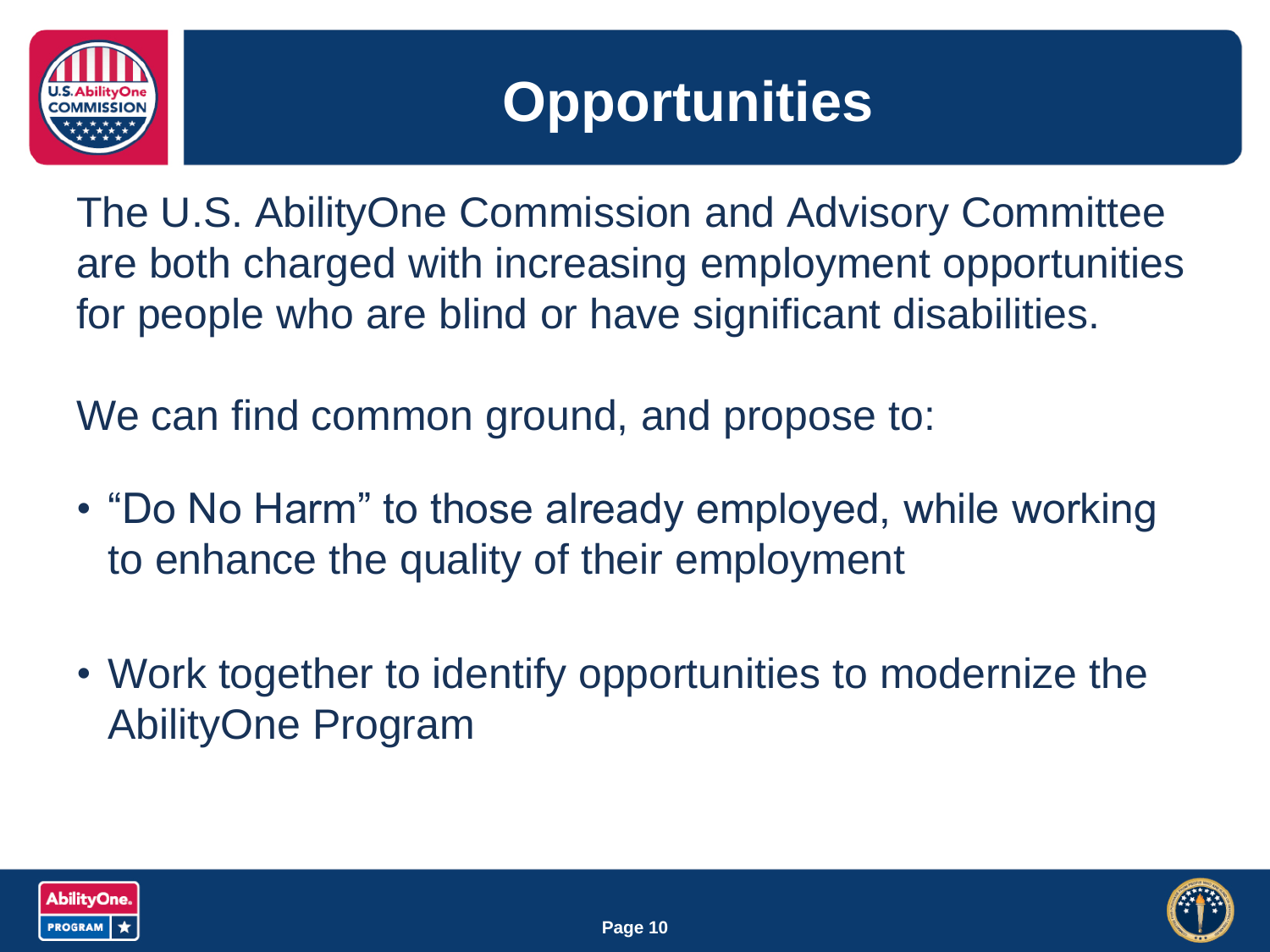# Opportunities

The U.S. AbilityOne Commission and Advisory Committee are both charged with increasing employment opportunities for people who are blind or have significant disabilities.

We can find common ground, and propose to:

- "Do No Harm" to those already employed, while working to enhance the quality of their employment
- Work together to identify opportunities to modernize the AbilityOne Program